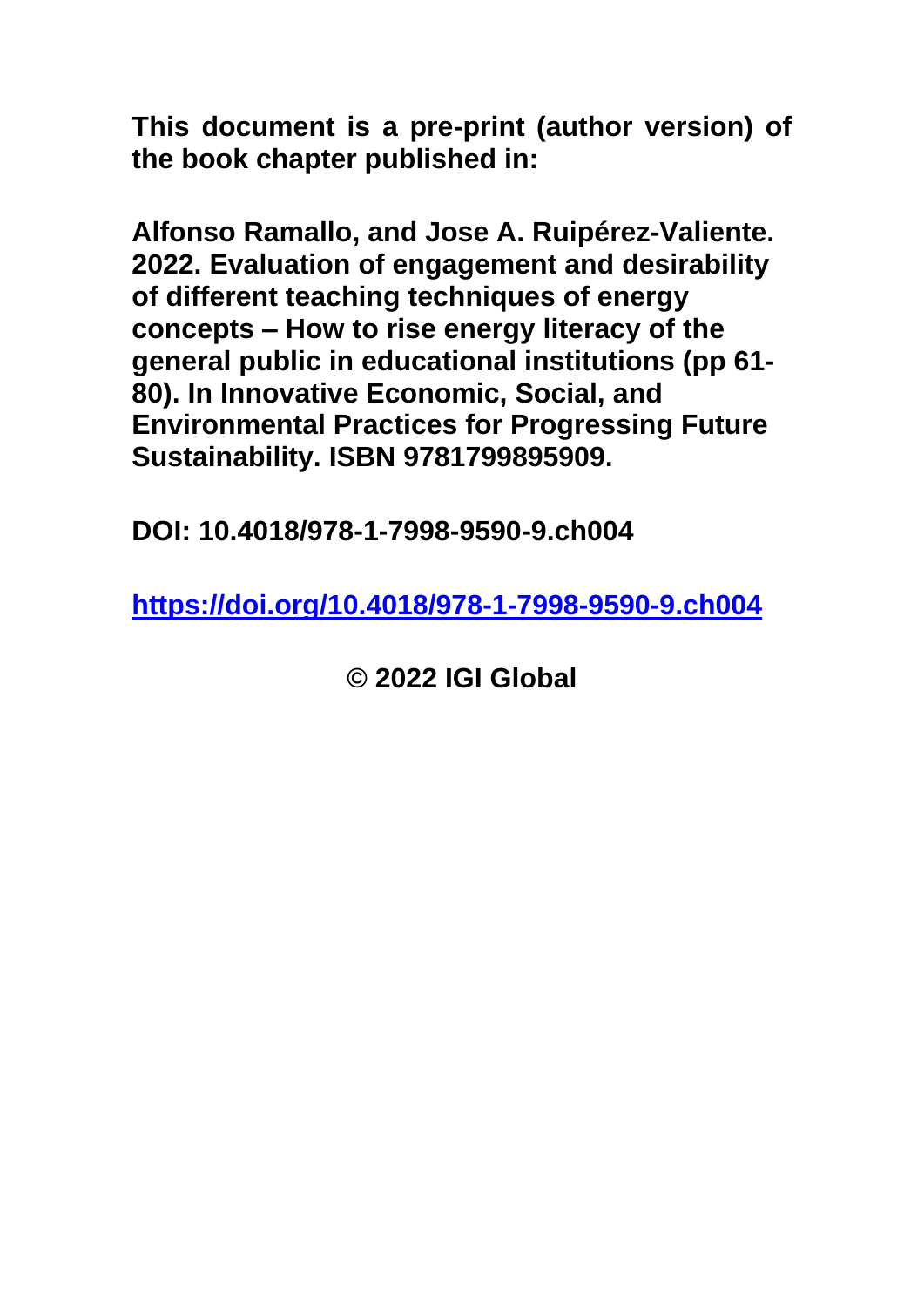**This document is a pre-print (author version) of the book chapter published in:**

**Alfonso Ramallo, and Jose A. Ruipérez-Valiente. 2022. Evaluation of engagement and desirability of different teaching techniques of energy concepts – How to rise energy literacy of the general public in educational institutions (pp 61-80). In Innovative Economic, Social, and Environmental Practices for Progressing Future Sustainability. ISBN 9781799895909.**

**DOI: 10.4018/978-1-7998-9590-9.ch004**

**https://doi.org/10.4018/978-1-7998-9590-9.ch004**

**© 2022 IGI Global**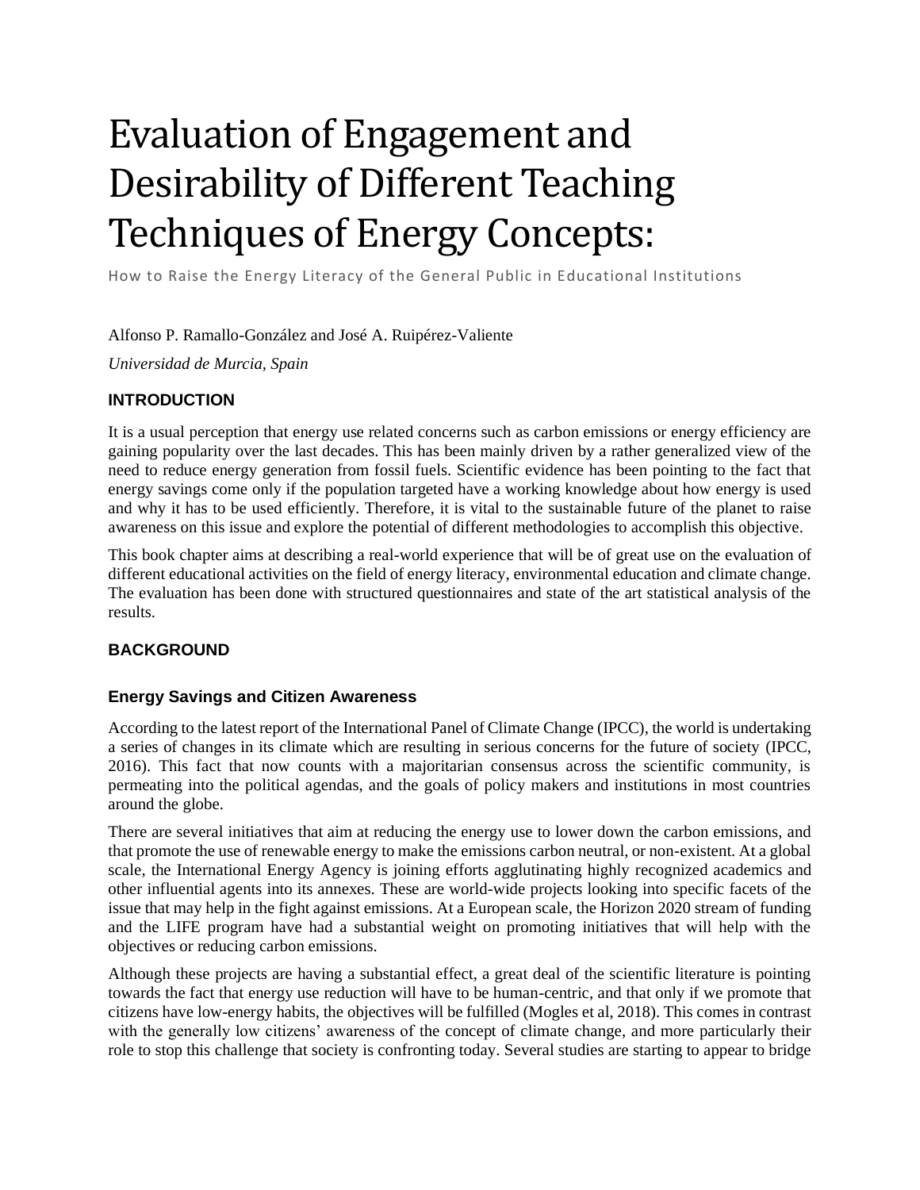# Evaluation of Engagement and Desirability of Different Teaching Techniques of Energy Concepts:

How to Raise the Energy Literacy of the General Public in Educational Institutions

Alfonso P. Ramallo-González and José A. Ruipérez-Valiente

*Universidad de Murcia, Spain*

## INTRODUCTION

It is a usual perception that energy use related concerns such as carbon emissions or energy efficiency are gaining popularity over the last decades. This has been mainly driven by a rather generalized view of the need to reduce energy generation from fossil fuels. Scientific evidence has been pointing to the fact that energy savings come only if the population targeted have a working knowledge about how energy is used and why it has to be used efficiently. Therefore, it is vital to the sustainable future of the planet to raise awareness on this issue and explore the potential of different methodologies to accomplish this objective.

This book chapter aims at describing a real-world experience that will be of great use on the evaluation of different educational activities on the field of energy literacy, environmental education and climate change. The evaluation has been done with structured questionnaires and state of the art statistical analysis of the results.

## BACKGROUND

### Energy Savings and Citizen Awareness

According to the latest report of the International Panel of Climate Change (IPCC), the world is undertaking a series of changes in its climate which are resulting in serious concerns for the future of society (IPCC, 2016). This fact that now counts with a majoritarian consensus across the scientific community, is permeating into the political agendas, and the goals of policy makers and institutions in most countries around the globe.

There are several initiatives that aim at reducing the energy use to lower down the carbon emissions, and that promote the use of renewable energy to make the emissions carbon neutral, or non-existent. At a global scale, the International Energy Agency is joining efforts agglutinating highly recognized academics and other influential agents into its annexes. These are world-wide projects looking into specific facets of the issue that may help in the fight against emissions. At a European scale, the Horizon 2020 stream of funding and the LIFE program have had a substantial weight on promoting initiatives that will help with the objectives or reducing carbon emissions.

Although these projects are having a substantial effect, a great deal of the scientific literature is pointing towards the fact that energy use reduction will have to be human-centric, and that only if we promote that citizens have low-energy habits, the objectives will be fulfilled (Mogles et al, 2018). This comes in contrast with the generally low citizens' awareness of the concept of climate change, and more particularly their role to stop this challenge that society is confronting today. Several studies are starting to appear to bridge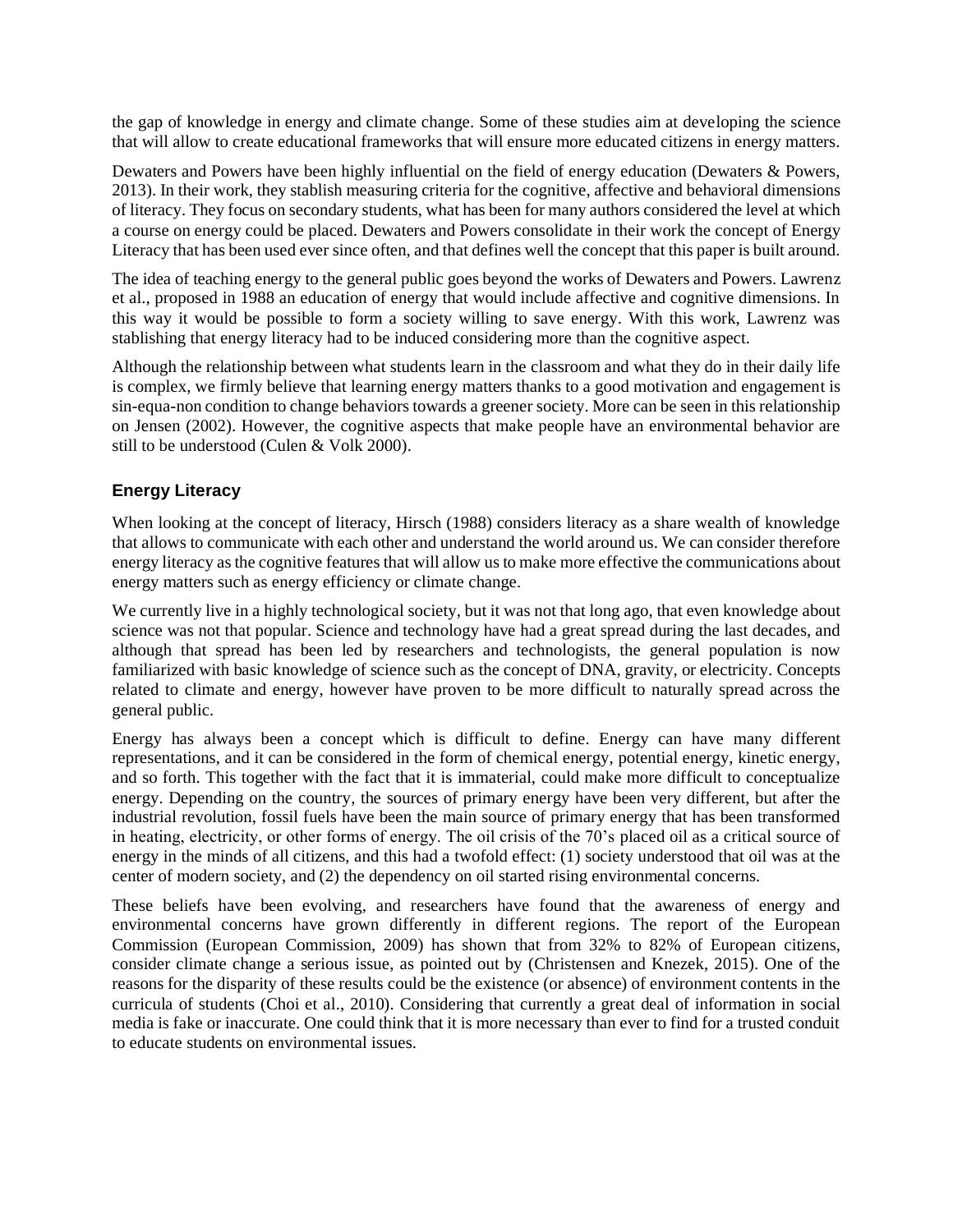the gap of knowledge in energy and climate change. Some of these studies aim at developing the science that will allow to create educational frameworks that will ensure more educated citizens in energy matters.

Dewaters and Powers have been highly influential on the field of energy education (Dewaters & Powers, 2013). In their work, they stablish measuring criteria for the cognitive, affective and behavioral dimensions of literacy. They focus on secondary students, what has been for many authors considered the level at which a course on energy could be placed. Dewaters and Powers consolidate in their work the concept of Energy Literacy that has been used ever since often, and that defines well the concept that this paper is built around.

The idea of teaching energy to the general public goes beyond the works of Dewaters and Powers. Lawrenz et al., proposed in 1988 an education of energy that would include affective and cognitive dimensions. In this way it would be possible to form a society willing to save energy. With this work, Lawrenz was stablishing that energy literacy had to be induced considering more than the cognitive aspect.

Although the relationship between what students learn in the classroom and what they do in their daily life is complex, we firmly believe that learning energy matters thanks to a good motivation and engagement is sin-equa-non condition to change behaviors towards a greener society. More can be seen in this relationship on Jensen (2002). However, the cognitive aspects that make people have an environmental behavior are still to be understood (Culen & Volk 2000).

## Energy Literacy

When looking at the concept of literacy, Hirsch (1988) considers literacy as a share wealth of knowledge that allows to communicate with each other and understand the world around us. We can consider therefore energy literacy as the cognitive features that will allow us to make more effective the communications about energy matters such as energy efficiency or climate change.

We currently live in a highly technological society, but it was not that long ago, that even knowledge about science was not that popular. Science and technology have had a great spread during the last decades, and although that spread has been led by researchers and technologists, the general population is now familiarized with basic knowledge of science such as the concept of DNA, gravity, or electricity. Concepts related to climate and energy, however have proven to be more difficult to naturally spread across the general public.

Energy has always been a concept which is difficult to define. Energy can have many different representations, and it can be considered in the form of chemical energy, potential energy, kinetic energy, and so forth. This together with the fact that it is immaterial, could make more difficult to conceptualize energy. Depending on the country, the sources of primary energy have been very different, but after the industrial revolution, fossil fuels have been the main source of primary energy that has been transformed in heating, electricity, or other forms of energy. The oil crisis of the 70's placed oil as a critical source of energy in the minds of all citizens, and this had a twofold effect: (1) society understood that oil was at the center of modern society, and (2) the dependency on oil started rising environmental concerns.

These beliefs have been evolving, and researchers have found that the awareness of energy and environmental concerns have grown differently in different regions. The report of the European Commission (European Commission, 2009) has shown that from 32% to 82% of European citizens, consider climate change a serious issue, as pointed out by (Christensen and Knezek, 2015). One of the reasons for the disparity of these results could be the existence (or absence) of environment contents in the curricula of students (Choi et al., 2010). Considering that currently a great deal of information in social media is fake or inaccurate. One could think that it is more necessary than ever to find for a trusted conduit to educate students on environmental issues.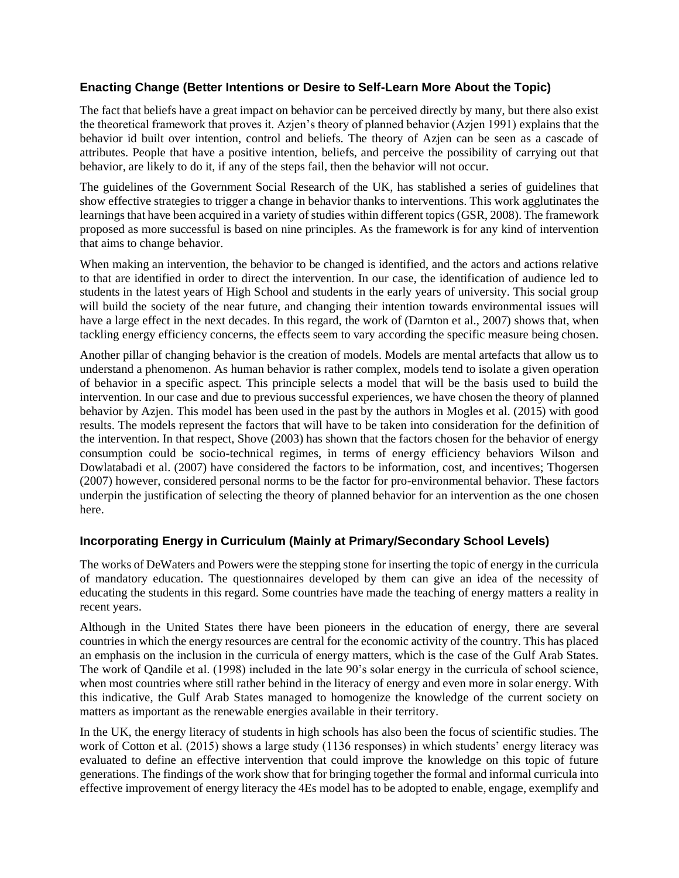### Enacting Change (Better Intentions or Desire to Self-Learn More About the Topic)

The fact that beliefs have a great impact on behavior can be perceived directly by many, but there also exist the theoretical framework that proves it. Azjen's theory of planned behavior (Azjen 1991) explains that the behavior id built over intention, control and beliefs. The theory of Azjen can be seen as a cascade of attributes. People that have a positive intention, beliefs, and perceive the possibility of carrying out that behavior, are likely to do it, if any of the steps fail, then the behavior will not occur.

The guidelines of the Government Social Research of the UK, has stablished a series of guidelines that show effective strategies to trigger a change in behavior thanks to interventions. This work agglutinates the learnings that have been acquired in a variety of studies within different topics (GSR, 2008). The framework proposed as more successful is based on nine principles. As the framework is for any kind of intervention that aims to change behavior.

When making an intervention, the behavior to be changed is identified, and the actors and actions relative to that are identified in order to direct the intervention. In our case, the identification of audience led to students in the latest years of High School and students in the early years of university. This social group will build the society of the near future, and changing their intention towards environmental issues will have a large effect in the next decades. In this regard, the work of (Darnton et al., 2007) shows that, when tackling energy efficiency concerns, the effects seem to vary according the specific measure being chosen.

Another pillar of changing behavior is the creation of models. Models are mental artefacts that allow us to understand a phenomenon. As human behavior is rather complex, models tend to isolate a given operation of behavior in a specific aspect. This principle selects a model that will be the basis used to build the intervention. In our case and due to previous successful experiences, we have chosen the theory of planned behavior by Azjen. This model has been used in the past by the authors in Mogles et al. (2015) with good results. The models represent the factors that will have to be taken into consideration for the definition of the intervention. In that respect, Shove (2003) has shown that the factors chosen for the behavior of energy consumption could be socio-technical regimes, in terms of energy efficiency behaviors Wilson and Dowlatabadi et al. (2007) have considered the factors to be information, cost, and incentives; Thogersen (2007) however, considered personal norms to be the factor for pro-environmental behavior. These factors underpin the justification of selecting the theory of planned behavior for an intervention as the one chosen here.

### Incorporating Energy in Curriculum (Mainly at Primary/Secondary School Levels)

The works of DeWaters and Powers were the stepping stone for inserting the topic of energy in the curricula of mandatory education. The questionnaires developed by them can give an idea of the necessity of educating the students in this regard. Some countries have made the teaching of energy matters a reality in recent years.

Although in the United States there have been pioneers in the education of energy, there are several countries in which the energy resources are central for the economic activity of the country. This has placed an emphasis on the inclusion in the curricula of energy matters, which is the case of the Gulf Arab States. The work of Qandile et al. (1998) included in the late 90's solar energy in the curricula of school science, when most countries where still rather behind in the literacy of energy and even more in solar energy. With this indicative, the Gulf Arab States managed to homogenize the knowledge of the current society on matters as important as the renewable energies available in their territory.

In the UK, the energy literacy of students in high schools has also been the focus of scientific studies. The work of Cotton et al. (2015) shows a large study (1136 responses) in which students' energy literacy was evaluated to define an effective intervention that could improve the knowledge on this topic of future generations. The findings of the work show that for bringing together the formal and informal curricula into effective improvement of energy literacy the 4Es model has to be adopted to enable, engage, exemplify and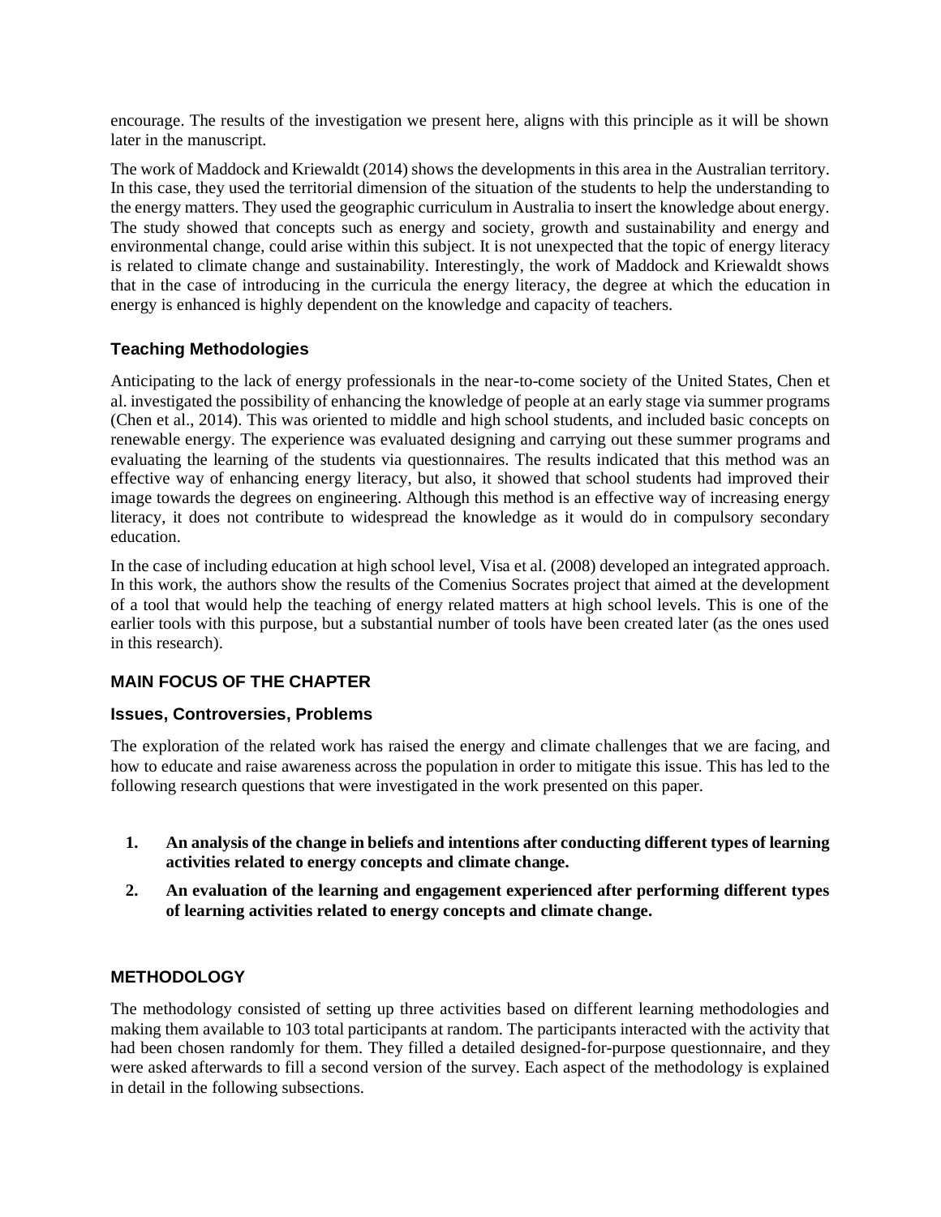encourage. The results of the investigation we present here, aligns with this principle as it will be shown later in the manuscript.

The work of Maddock and Kriewaldt (2014) shows the developments in this area in the Australian territory. In this case, they used the territorial dimension of the situation of the students to help the understanding to the energy matters. They used the geographic curriculum in Australia to insert the knowledge about energy. The study showed that concepts such as energy and society, growth and sustainability and energy and environmental change, could arise within this subject. It is not unexpected that the topic of energy literacy is related to climate change and sustainability. Interestingly, the work of Maddock and Kriewaldt shows that in the case of introducing in the curricula the energy literacy, the degree at which the education in energy is enhanced is highly dependent on the knowledge and capacity of teachers.

### Teaching Methodologies

Anticipating to the lack of energy professionals in the near-to-come society of the United States, Chen et al. investigated the possibility of enhancing the knowledge of people at an early stage via summer programs (Chen et al., 2014). This was oriented to middle and high school students, and included basic concepts on renewable energy. The experience was evaluated designing and carrying out these summer programs and evaluating the learning of the students via questionnaires. The results indicated that this method was an effective way of enhancing energy literacy, but also, it showed that school students had improved their image towards the degrees on engineering. Although this method is an effective way of increasing energy literacy, it does not contribute to widespread the knowledge as it would do in compulsory secondary education.

In the case of including education at high school level, Visa et al. (2008) developed an integrated approach. In this work, the authors show the results of the Comenius Socrates project that aimed at the development of a tool that would help the teaching of energy related matters at high school levels. This is one of the earlier tools with this purpose, but a substantial number of tools have been created later (as the ones used in this research).

## MAIN FOCUS OF THE CHAPTER

### Issues, Controversies, Problems

The exploration of the related work has raised the energy and climate challenges that we are facing, and how to educate and raise awareness across the population in order to mitigate this issue. This has led to the following research questions that were investigated in the work presented on this paper.

1. **An analysis of the change in beliefs and intentions after conducting different types of learning activities related to energy concepts and climate change.**
2. **An evaluation of the learning and engagement experienced after performing different types of learning activities related to energy concepts and climate change.**

## METHODOLOGY

The methodology consisted of setting up three activities based on different learning methodologies and making them available to 103 total participants at random. The participants interacted with the activity that had been chosen randomly for them. They filled a detailed designed-for-purpose questionnaire, and they were asked afterwards to fill a second version of the survey. Each aspect of the methodology is explained in detail in the following subsections.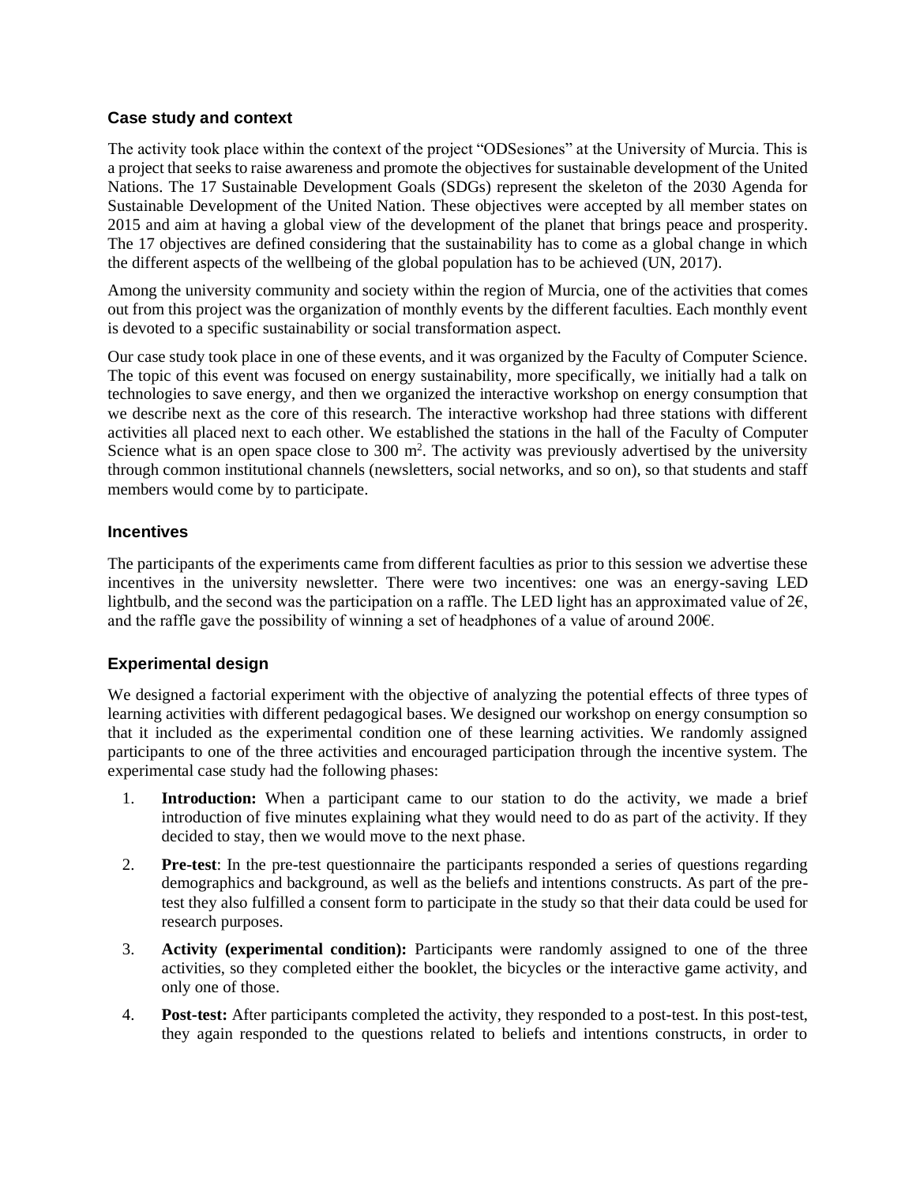### Case study and context

The activity took place within the context of the project "ODSesiones" at the University of Murcia. This is a project that seeks to raise awareness and promote the objectives for sustainable development of the United Nations. The 17 Sustainable Development Goals (SDGs) represent the skeleton of the 2030 Agenda for Sustainable Development of the United Nation. These objectives were accepted by all member states on 2015 and aim at having a global view of the development of the planet that brings peace and prosperity. The 17 objectives are defined considering that the sustainability has to come as a global change in which the different aspects of the wellbeing of the global population has to be achieved (UN, 2017).

Among the university community and society within the region of Murcia, one of the activities that comes out from this project was the organization of monthly events by the different faculties. Each monthly event is devoted to a specific sustainability or social transformation aspect.

Our case study took place in one of these events, and it was organized by the Faculty of Computer Science. The topic of this event was focused on energy sustainability, more specifically, we initially had a talk on technologies to save energy, and then we organized the interactive workshop on energy consumption that we describe next as the core of this research. The interactive workshop had three stations with different activities all placed next to each other. We established the stations in the hall of the Faculty of Computer Science what is an open space close to 300 $m^2$. The activity was previously advertised by the university through common institutional channels (newsletters, social networks, and so on), so that students and staff members would come by to participate.

### Incentives

The participants of the experiments came from different faculties as prior to this session we advertise these incentives in the university newsletter. There were two incentives: one was an energy-saving LED lightbulb, and the second was the participation on a raffle. The LED light has an approximated value of 2€, and the raffle gave the possibility of winning a set of headphones of a value of around 200€.

### Experimental design

We designed a factorial experiment with the objective of analyzing the potential effects of three types of learning activities with different pedagogical bases. We designed our workshop on energy consumption so that it included as the experimental condition one of these learning activities. We randomly assigned participants to one of the three activities and encouraged participation through the incentive system. The experimental case study had the following phases:

1. **Introduction:** When a participant came to our station to do the activity, we made a brief introduction of five minutes explaining what they would need to do as part of the activity. If they decided to stay, then we would move to the next phase.
2. **Pre-test**: In the pre-test questionnaire the participants responded a series of questions regarding demographics and background, as well as the beliefs and intentions constructs. As part of the pre-test they also fulfilled a consent form to participate in the study so that their data could be used for research purposes.
3. **Activity (experimental condition):** Participants were randomly assigned to one of the three activities, so they completed either the booklet, the bicycles or the interactive game activity, and only one of those.
4. **Post-test:** After participants completed the activity, they responded to a post-test. In this post-test, they again responded to the questions related to beliefs and intentions constructs, in order to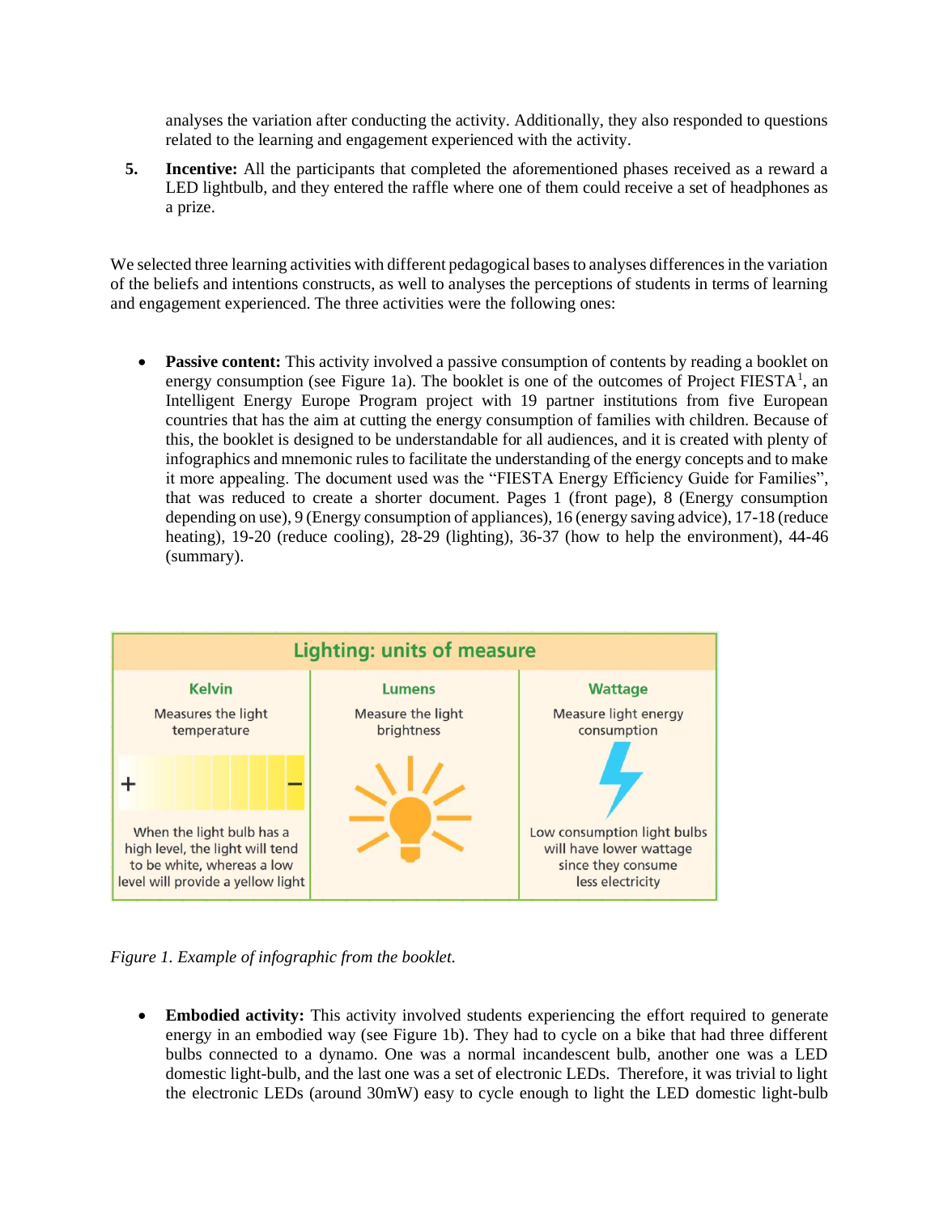analyses the variation after conducting the activity. Additionally, they also responded to questions related to the learning and engagement experienced with the activity.

5. **Incentive:** All the participants that completed the aforementioned phases received as a reward a LED lightbulb, and they entered the raffle where one of them could receive a set of headphones as a prize.

We selected three learning activities with different pedagogical bases to analyses differences in the variation of the beliefs and intentions constructs, as well to analyses the perceptions of students in terms of learning and engagement experienced. The three activities were the following ones:

- **Passive content:** This activity involved a passive consumption of contents by reading a booklet on energy consumption (see Figure 1a). The booklet is one of the outcomes of Project FIESTA[1], an Intelligent Energy Europe Program project with 19 partner institutions from five European countries that has the aim at cutting the energy consumption of families with children. Because of this, the booklet is designed to be understandable for all audiences, and it is created with plenty of infographics and mnemonic rules to facilitate the understanding of the energy concepts and to make it more appealing. The document used was the "FIESTA Energy Efficiency Guide for Families", that was reduced to create a shorter document. Pages 1 (front page), 8 (Energy consumption depending on use), 9 (Energy consumption of appliances), 16 (energy saving advice), 17-18 (reduce heating), 19-20 (reduce cooling), 28-29 (lighting), 36-37 (how to help the environment), 44-46 (summary).

| Lighting: units of measure | | |
|---|---|---|
| **Kelvin** | **Lumens** | **Wattage** |
| Measures the light temperature | Measure the light brightness | Measure light energy consumption |
| When the light bulb has a high level, the light will tend to be white, whereas a low level will provide a yellow light | | Low consumption light bulbs will have lower wattage since they consume less electricity |

*Figure 1. Example of infographic from the booklet.*

- **Embodied activity:** This activity involved students experiencing the effort required to generate energy in an embodied way (see Figure 1b). They had to cycle on a bike that had three different bulbs connected to a dynamo. One was a normal incandescent bulb, another one was a LED domestic light-bulb, and the last one was a set of electronic LEDs. Therefore, it was trivial to light the electronic LEDs (around 30mW) easy to cycle enough to light the LED domestic light-bulb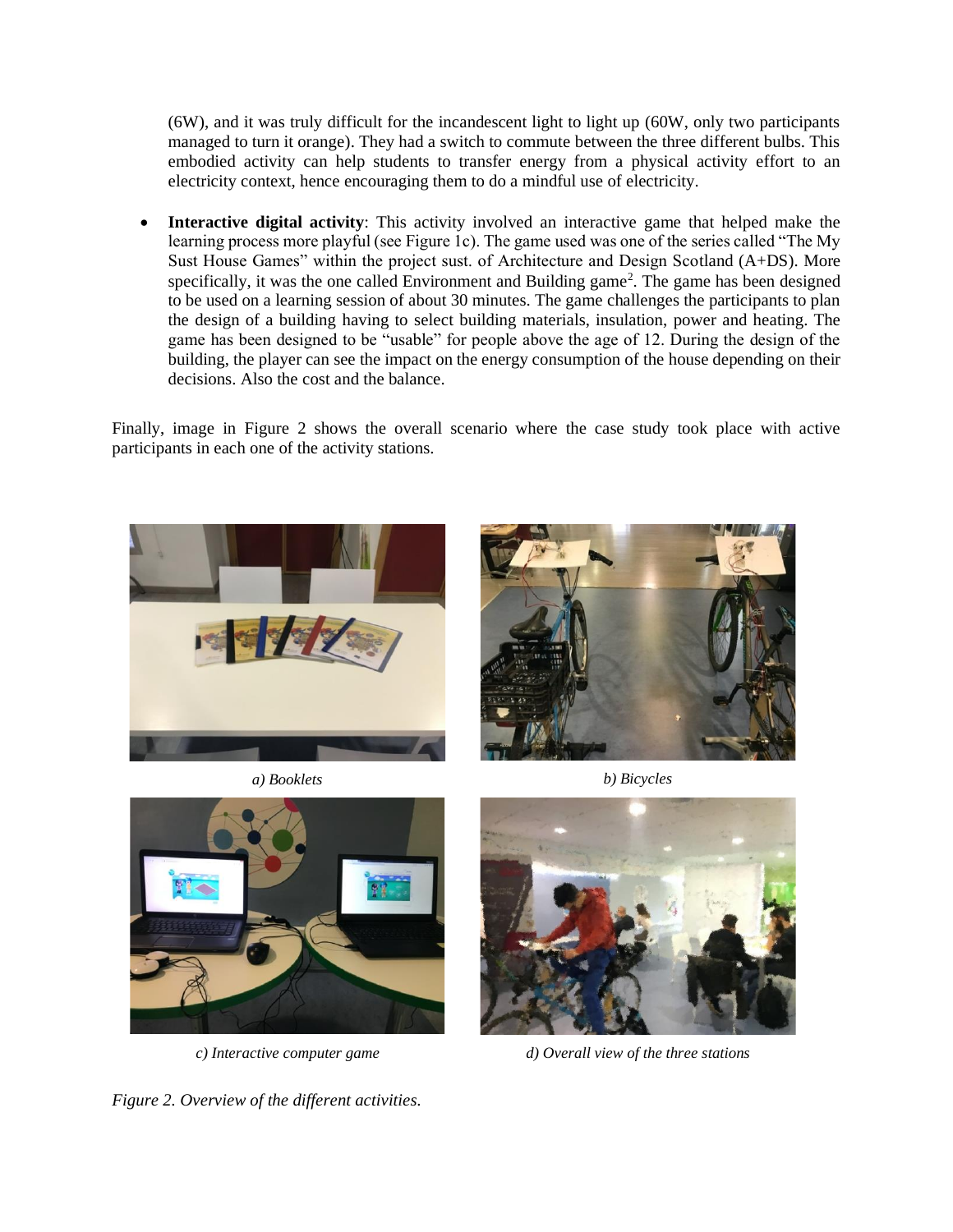(6W), and it was truly difficult for the incandescent light to light up (60W, only two participants managed to turn it orange). They had a switch to commute between the three different bulbs. This embodied activity can help students to transfer energy from a physical activity effort to an electricity context, hence encouraging them to do a mindful use of electricity.

- **Interactive digital activity**: This activity involved an interactive game that helped make the learning process more playful (see Figure 1c). The game used was one of the series called "The My Sust House Games" within the project sust. of Architecture and Design Scotland (A+DS). More specifically, it was the one called Environment and Building game[2]. The game has been designed to be used on a learning session of about 30 minutes. The game challenges the participants to plan the design of a building having to select building materials, insulation, power and heating. The game has been designed to be "usable" for people above the age of 12. During the design of the building, the player can see the impact on the energy consumption of the house depending on their decisions. Also the cost and the balance.

Finally, image in Figure 2 shows the overall scenario where the case study took place with active participants in each one of the activity stations.

*a) Booklets*

*b) Bicycles*

*c) Interactive computer game*

*d) Overall view of the three stations*

*Figure 2. Overview of the different activities.*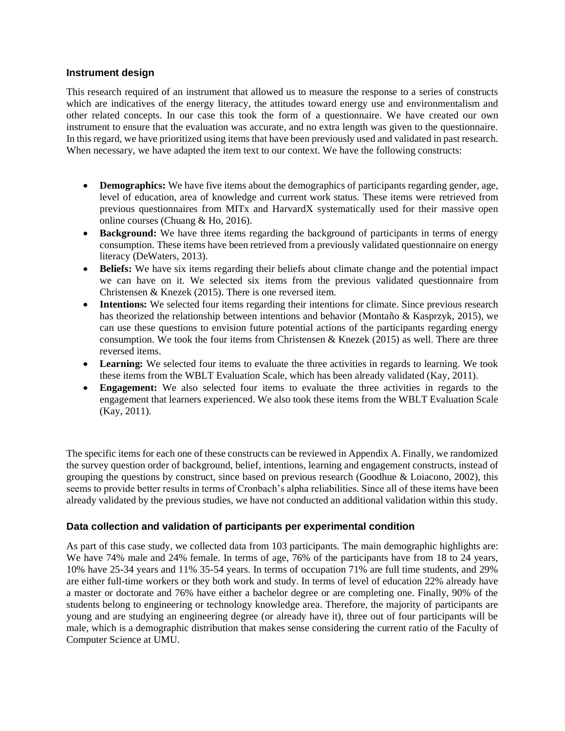### Instrument design

This research required of an instrument that allowed us to measure the response to a series of constructs which are indicatives of the energy literacy, the attitudes toward energy use and environmentalism and other related concepts. In our case this took the form of a questionnaire. We have created our own instrument to ensure that the evaluation was accurate, and no extra length was given to the questionnaire. In this regard, we have prioritized using items that have been previously used and validated in past research. When necessary, we have adapted the item text to our context. We have the following constructs:

- **Demographics:** We have five items about the demographics of participants regarding gender, age, level of education, area of knowledge and current work status. These items were retrieved from previous questionnaires from MITx and HarvardX systematically used for their massive open online courses (Chuang & Ho, 2016).
- **Background:** We have three items regarding the background of participants in terms of energy consumption. These items have been retrieved from a previously validated questionnaire on energy literacy (DeWaters, 2013).
- **Beliefs:** We have six items regarding their beliefs about climate change and the potential impact we can have on it. We selected six items from the previous validated questionnaire from Christensen & Knezek (2015). There is one reversed item.
- **Intentions:** We selected four items regarding their intentions for climate. Since previous research has theorized the relationship between intentions and behavior (Montaño & Kasprzyk, 2015), we can use these questions to envision future potential actions of the participants regarding energy consumption. We took the four items from Christensen & Knezek (2015) as well. There are three reversed items.
- **Learning:** We selected four items to evaluate the three activities in regards to learning. We took these items from the WBLT Evaluation Scale, which has been already validated (Kay, 2011).
- **Engagement:** We also selected four items to evaluate the three activities in regards to the engagement that learners experienced. We also took these items from the WBLT Evaluation Scale (Kay, 2011).

The specific items for each one of these constructs can be reviewed in Appendix A. Finally, we randomized the survey question order of background, belief, intentions, learning and engagement constructs, instead of grouping the questions by construct, since based on previous research (Goodhue & Loiacono, 2002), this seems to provide better results in terms of Cronbach's alpha reliabilities. Since all of these items have been already validated by the previous studies, we have not conducted an additional validation within this study.

### Data collection and validation of participants per experimental condition

As part of this case study, we collected data from 103 participants. The main demographic highlights are: We have 74% male and 24% female. In terms of age, 76% of the participants have from 18 to 24 years, 10% have 25-34 years and 11% 35-54 years. In terms of occupation 71% are full time students, and 29% are either full-time workers or they both work and study. In terms of level of education 22% already have a master or doctorate and 76% have either a bachelor degree or are completing one. Finally, 90% of the students belong to engineering or technology knowledge area. Therefore, the majority of participants are young and are studying an engineering degree (or already have it), three out of four participants will be male, which is a demographic distribution that makes sense considering the current ratio of the Faculty of Computer Science at UMU.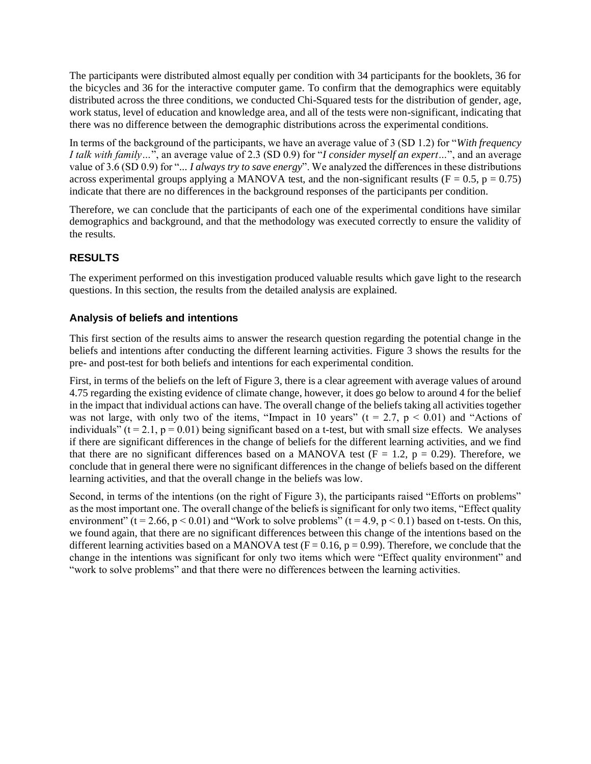The participants were distributed almost equally per condition with 34 participants for the booklets, 36 for the bicycles and 36 for the interactive computer game. To confirm that the demographics were equitably distributed across the three conditions, we conducted Chi-Squared tests for the distribution of gender, age, work status, level of education and knowledge area, and all of the tests were non-significant, indicating that there was no difference between the demographic distributions across the experimental conditions.

In terms of the background of the participants, we have an average value of 3 (SD 1.2) for "*With frequency I talk with family…*", an average value of 2.3 (SD 0.9) for "*I consider myself an expert…*", and an average value of 3.6 (SD 0.9) for "*... I always try to save energy*". We analyzed the differences in these distributions across experimental groups applying a MANOVA test, and the non-significant results ($F = 0.5$, $p = 0.75$) indicate that there are no differences in the background responses of the participants per condition.

Therefore, we can conclude that the participants of each one of the experimental conditions have similar demographics and background, and that the methodology was executed correctly to ensure the validity of the results.

## RESULTS

The experiment performed on this investigation produced valuable results which gave light to the research questions. In this section, the results from the detailed analysis are explained.

### Analysis of beliefs and intentions

This first section of the results aims to answer the research question regarding the potential change in the beliefs and intentions after conducting the different learning activities. Figure 3 shows the results for the pre- and post-test for both beliefs and intentions for each experimental condition.

First, in terms of the beliefs on the left of Figure 3, there is a clear agreement with average values of around 4.75 regarding the existing evidence of climate change, however, it does go below to around 4 for the belief in the impact that individual actions can have. The overall change of the beliefs taking all activities together was not large, with only two of the items, "Impact in 10 years" ($t = 2.7$, $p < 0.01$) and "Actions of individuals" ($t = 2.1$, $p = 0.01$) being significant based on a t-test, but with small size effects. We analyses if there are significant differences in the change of beliefs for the different learning activities, and we find that there are no significant differences based on a MANOVA test ($F = 1.2$, $p = 0.29$). Therefore, we conclude that in general there were no significant differences in the change of beliefs based on the different learning activities, and that the overall change in the beliefs was low.

Second, in terms of the intentions (on the right of Figure 3), the participants raised "Efforts on problems" as the most important one. The overall change of the beliefs is significant for only two items, "Effect quality environment" ($t = 2.66$, $p < 0.01$) and "Work to solve problems" ($t = 4.9$, $p < 0.1$) based on t-tests. On this, we found again, that there are no significant differences between this change of the intentions based on the different learning activities based on a MANOVA test ($F = 0.16$, $p = 0.99$). Therefore, we conclude that the change in the intentions was significant for only two items which were "Effect quality environment" and "work to solve problems" and that there were no differences between the learning activities.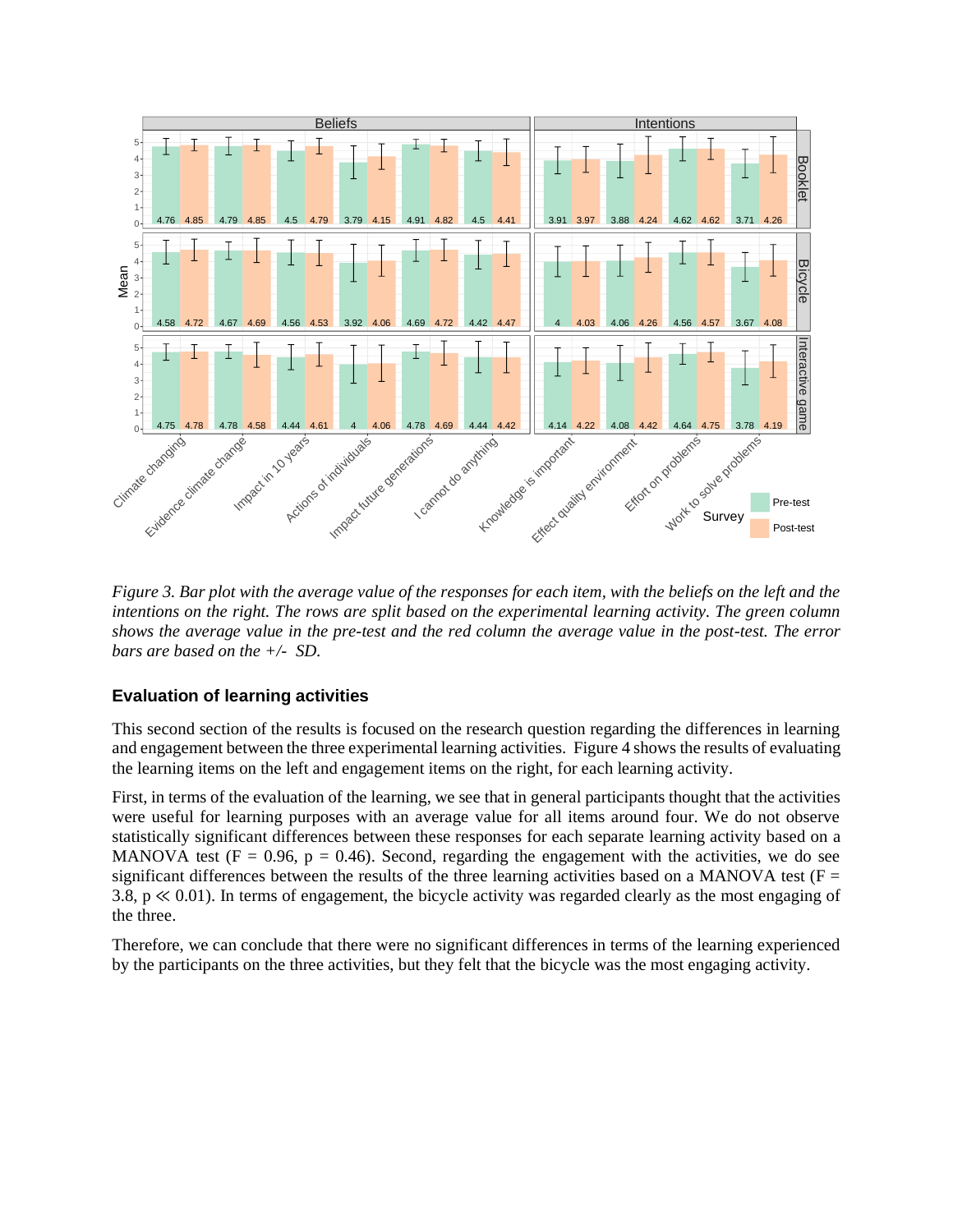*Figure 3. Bar plot with the average value of the responses for each item, with the beliefs on the left and the intentions on the right. The rows are split based on the experimental learning activity. The green column shows the average value in the pre-test and the red column the average value in the post-test. The error bars are based on the +/- SD.*

## Evaluation of learning activities

This second section of the results is focused on the research question regarding the differences in learning and engagement between the three experimental learning activities. Figure 4 shows the results of evaluating the learning items on the left and engagement items on the right, for each learning activity.

First, in terms of the evaluation of the learning, we see that in general participants thought that the activities were useful for learning purposes with an average value for all items around four. We do not observe statistically significant differences between these responses for each separate learning activity based on a MANOVA test ($F = 0.96$, $p = 0.46$). Second, regarding the engagement with the activities, we do see significant differences between the results of the three learning activities based on a MANOVA test ($F = 3.8$, $p \ll 0.01$). In terms of engagement, the bicycle activity was regarded clearly as the most engaging of the three.

Therefore, we can conclude that there were no significant differences in terms of the learning experienced by the participants on the three activities, but they felt that the bicycle was the most engaging activity.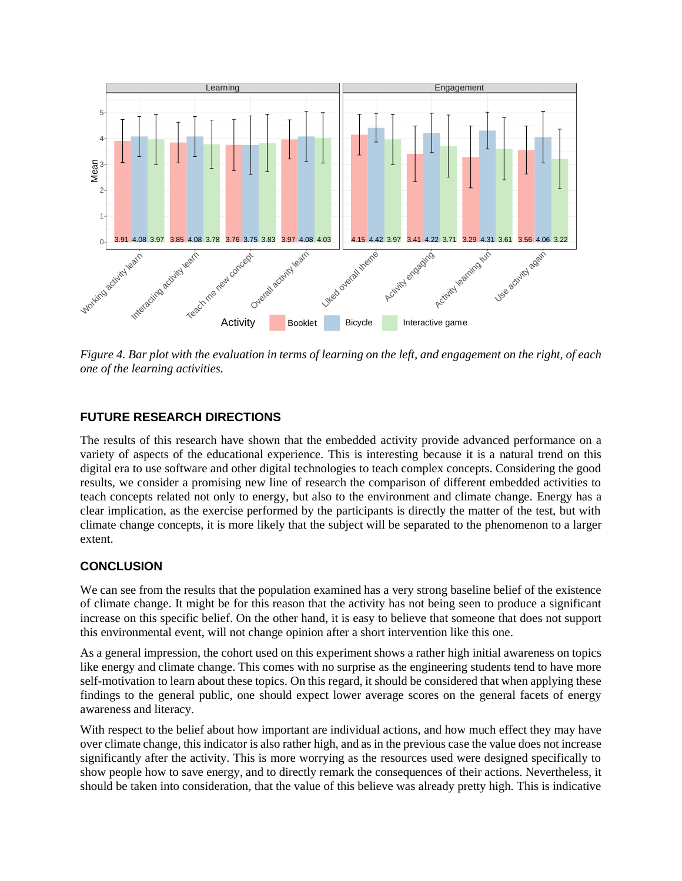*Figure 4. Bar plot with the evaluation in terms of learning on the left, and engagement on the right, of each one of the learning activities.*

## FUTURE RESEARCH DIRECTIONS

The results of this research have shown that the embedded activity provide advanced performance on a variety of aspects of the educational experience. This is interesting because it is a natural trend on this digital era to use software and other digital technologies to teach complex concepts. Considering the good results, we consider a promising new line of research the comparison of different embedded activities to teach concepts related not only to energy, but also to the environment and climate change. Energy has a clear implication, as the exercise performed by the participants is directly the matter of the test, but with climate change concepts, it is more likely that the subject will be separated to the phenomenon to a larger extent.

## CONCLUSION

We can see from the results that the population examined has a very strong baseline belief of the existence of climate change. It might be for this reason that the activity has not being seen to produce a significant increase on this specific belief. On the other hand, it is easy to believe that someone that does not support this environmental event, will not change opinion after a short intervention like this one.

As a general impression, the cohort used on this experiment shows a rather high initial awareness on topics like energy and climate change. This comes with no surprise as the engineering students tend to have more self-motivation to learn about these topics. On this regard, it should be considered that when applying these findings to the general public, one should expect lower average scores on the general facets of energy awareness and literacy.

With respect to the belief about how important are individual actions, and how much effect they may have over climate change, this indicator is also rather high, and as in the previous case the value does not increase significantly after the activity. This is more worrying as the resources used were designed specifically to show people how to save energy, and to directly remark the consequences of their actions. Nevertheless, it should be taken into consideration, that the value of this believe was already pretty high. This is indicative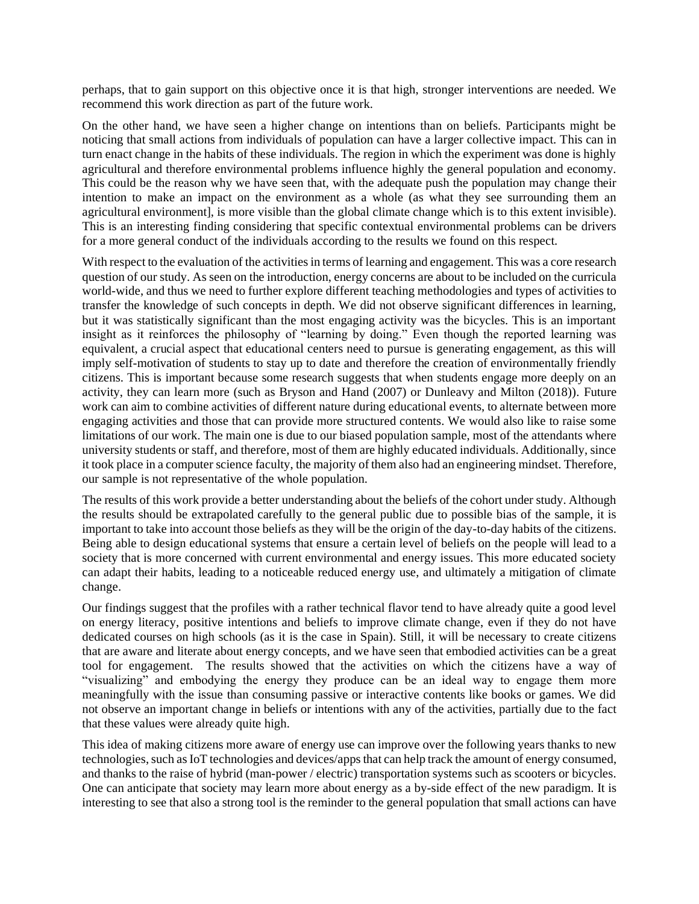perhaps, that to gain support on this objective once it is that high, stronger interventions are needed. We recommend this work direction as part of the future work.

On the other hand, we have seen a higher change on intentions than on beliefs. Participants might be noticing that small actions from individuals of population can have a larger collective impact. This can in turn enact change in the habits of these individuals. The region in which the experiment was done is highly agricultural and therefore environmental problems influence highly the general population and economy. This could be the reason why we have seen that, with the adequate push the population may change their intention to make an impact on the environment as a whole (as what they see surrounding them an agricultural environment], is more visible than the global climate change which is to this extent invisible). This is an interesting finding considering that specific contextual environmental problems can be drivers for a more general conduct of the individuals according to the results we found on this respect.

With respect to the evaluation of the activities in terms of learning and engagement. This was a core research question of our study. As seen on the introduction, energy concerns are about to be included on the curricula world-wide, and thus we need to further explore different teaching methodologies and types of activities to transfer the knowledge of such concepts in depth. We did not observe significant differences in learning, but it was statistically significant than the most engaging activity was the bicycles. This is an important insight as it reinforces the philosophy of "learning by doing." Even though the reported learning was equivalent, a crucial aspect that educational centers need to pursue is generating engagement, as this will imply self-motivation of students to stay up to date and therefore the creation of environmentally friendly citizens. This is important because some research suggests that when students engage more deeply on an activity, they can learn more (such as Bryson and Hand (2007) or Dunleavy and Milton (2018)). Future work can aim to combine activities of different nature during educational events, to alternate between more engaging activities and those that can provide more structured contents. We would also like to raise some limitations of our work. The main one is due to our biased population sample, most of the attendants where university students or staff, and therefore, most of them are highly educated individuals. Additionally, since it took place in a computer science faculty, the majority of them also had an engineering mindset. Therefore, our sample is not representative of the whole population.

The results of this work provide a better understanding about the beliefs of the cohort under study. Although the results should be extrapolated carefully to the general public due to possible bias of the sample, it is important to take into account those beliefs as they will be the origin of the day-to-day habits of the citizens. Being able to design educational systems that ensure a certain level of beliefs on the people will lead to a society that is more concerned with current environmental and energy issues. This more educated society can adapt their habits, leading to a noticeable reduced energy use, and ultimately a mitigation of climate change.

Our findings suggest that the profiles with a rather technical flavor tend to have already quite a good level on energy literacy, positive intentions and beliefs to improve climate change, even if they do not have dedicated courses on high schools (as it is the case in Spain). Still, it will be necessary to create citizens that are aware and literate about energy concepts, and we have seen that embodied activities can be a great tool for engagement. The results showed that the activities on which the citizens have a way of "visualizing" and embodying the energy they produce can be an ideal way to engage them more meaningfully with the issue than consuming passive or interactive contents like books or games. We did not observe an important change in beliefs or intentions with any of the activities, partially due to the fact that these values were already quite high.

This idea of making citizens more aware of energy use can improve over the following years thanks to new technologies, such as IoT technologies and devices/apps that can help track the amount of energy consumed, and thanks to the raise of hybrid (man-power / electric) transportation systems such as scooters or bicycles. One can anticipate that society may learn more about energy as a by-side effect of the new paradigm. It is interesting to see that also a strong tool is the reminder to the general population that small actions can have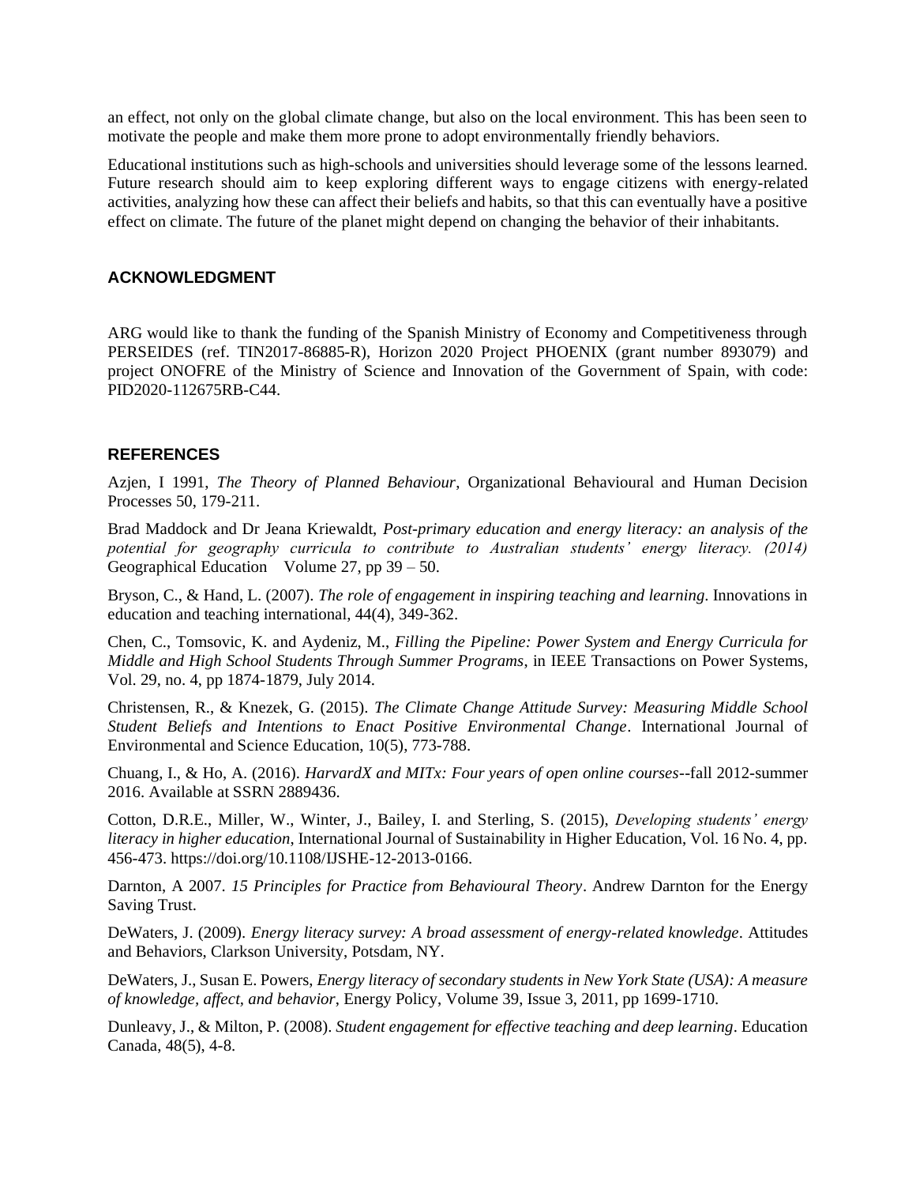an effect, not only on the global climate change, but also on the local environment. This has been seen to motivate the people and make them more prone to adopt environmentally friendly behaviors.

Educational institutions such as high-schools and universities should leverage some of the lessons learned. Future research should aim to keep exploring different ways to engage citizens with energy-related activities, analyzing how these can affect their beliefs and habits, so that this can eventually have a positive effect on climate. The future of the planet might depend on changing the behavior of their inhabitants.

## ACKNOWLEDGMENT

ARG would like to thank the funding of the Spanish Ministry of Economy and Competitiveness through PERSEIDES (ref. TIN2017-86885-R), Horizon 2020 Project PHOENIX (grant number 893079) and project ONOFRE of the Ministry of Science and Innovation of the Government of Spain, with code: PID2020-112675RB-C44.

## REFERENCES

Azjen, I 1991, *The Theory of Planned Behaviour*, Organizational Behavioural and Human Decision Processes 50, 179-211.

Brad Maddock and Dr Jeana Kriewaldt, *Post-primary education and energy literacy: an analysis of the potential for geography curricula to contribute to Australian students' energy literacy. (2014)* Geographical Education Volume 27, pp 39 – 50.

Bryson, C., & Hand, L. (2007). *The role of engagement in inspiring teaching and learning*. Innovations in education and teaching international, 44(4), 349-362.

Chen, C., Tomsovic, K. and Aydeniz, M., *Filling the Pipeline: Power System and Energy Curricula for Middle and High School Students Through Summer Programs*, in IEEE Transactions on Power Systems, Vol. 29, no. 4, pp 1874-1879, July 2014.

Christensen, R., & Knezek, G. (2015). *The Climate Change Attitude Survey: Measuring Middle School Student Beliefs and Intentions to Enact Positive Environmental Change*. International Journal of Environmental and Science Education, 10(5), 773-788.

Chuang, I., & Ho, A. (2016). *HarvardX and MITx: Four years of open online courses*--fall 2012-summer 2016. Available at SSRN 2889436.

Cotton, D.R.E., Miller, W., Winter, J., Bailey, I. and Sterling, S. (2015), *Developing students' energy literacy in higher education*, International Journal of Sustainability in Higher Education, Vol. 16 No. 4, pp. 456-473. https://doi.org/10.1108/IJSHE-12-2013-0166.

Darnton, A 2007. *15 Principles for Practice from Behavioural Theory*. Andrew Darnton for the Energy Saving Trust.

DeWaters, J. (2009). *Energy literacy survey: A broad assessment of energy-related knowledge*. Attitudes and Behaviors, Clarkson University, Potsdam, NY.

DeWaters, J., Susan E. Powers, *Energy literacy of secondary students in New York State (USA): A measure of knowledge, affect, and behavior*, Energy Policy, Volume 39, Issue 3, 2011, pp 1699-1710.

Dunleavy, J., & Milton, P. (2008). *Student engagement for effective teaching and deep learning*. Education Canada, 48(5), 4-8.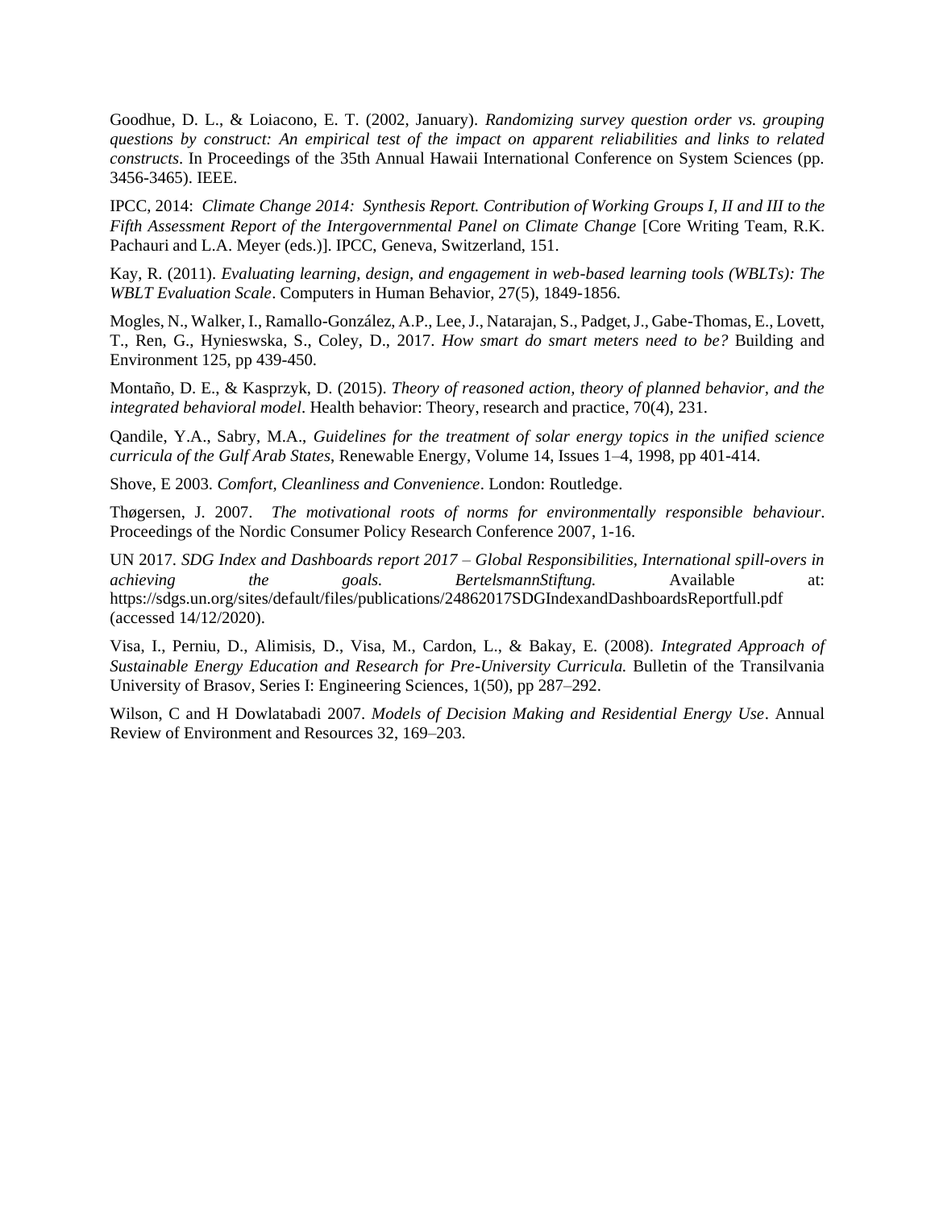Goodhue, D. L., & Loiacono, E. T. (2002, January). *Randomizing survey question order vs. grouping questions by construct: An empirical test of the impact on apparent reliabilities and links to related constructs*. In Proceedings of the 35th Annual Hawaii International Conference on System Sciences (pp. 3456-3465). IEEE.

IPCC, 2014: *Climate Change 2014: Synthesis Report. Contribution of Working Groups I, II and III to the Fifth Assessment Report of the Intergovernmental Panel on Climate Change* [Core Writing Team, R.K. Pachauri and L.A. Meyer (eds.)]. IPCC, Geneva, Switzerland, 151.

Kay, R. (2011). *Evaluating learning, design, and engagement in web-based learning tools (WBLTs): The WBLT Evaluation Scale*. Computers in Human Behavior, 27(5), 1849-1856.

Mogles, N., Walker, I., Ramallo-González, A.P., Lee, J., Natarajan, S., Padget, J., Gabe-Thomas, E., Lovett, T., Ren, G., Hynieswska, S., Coley, D., 2017. *How smart do smart meters need to be?* Building and Environment 125, pp 439-450.

Montaño, D. E., & Kasprzyk, D. (2015). *Theory of reasoned action, theory of planned behavior, and the integrated behavioral model*. Health behavior: Theory, research and practice, 70(4), 231.

Qandile, Y.A., Sabry, M.A., *Guidelines for the treatment of solar energy topics in the unified science curricula of the Gulf Arab States*, Renewable Energy, Volume 14, Issues 1–4, 1998, pp 401-414.

Shove, E 2003. *Comfort, Cleanliness and Convenience*. London: Routledge.

Thøgersen, J. 2007. *The motivational roots of norms for environmentally responsible behaviour*. Proceedings of the Nordic Consumer Policy Research Conference 2007, 1-16.

UN 2017. *SDG Index and Dashboards report 2017 – Global Responsibilities, International spill-overs in achieving the goals. BertelsmannStiftung.* Available at: https://sdgs.un.org/sites/default/files/publications/24862017SDGIndexandDashboardsReportfull.pdf (accessed 14/12/2020).

Visa, I., Perniu, D., Alimisis, D., Visa, M., Cardon, L., & Bakay, E. (2008). *Integrated Approach of Sustainable Energy Education and Research for Pre-University Curricula.* Bulletin of the Transilvania University of Brasov, Series I: Engineering Sciences, 1(50), pp 287–292.

Wilson, C and H Dowlatabadi 2007. *Models of Decision Making and Residential Energy Use*. Annual Review of Environment and Resources 32, 169–203.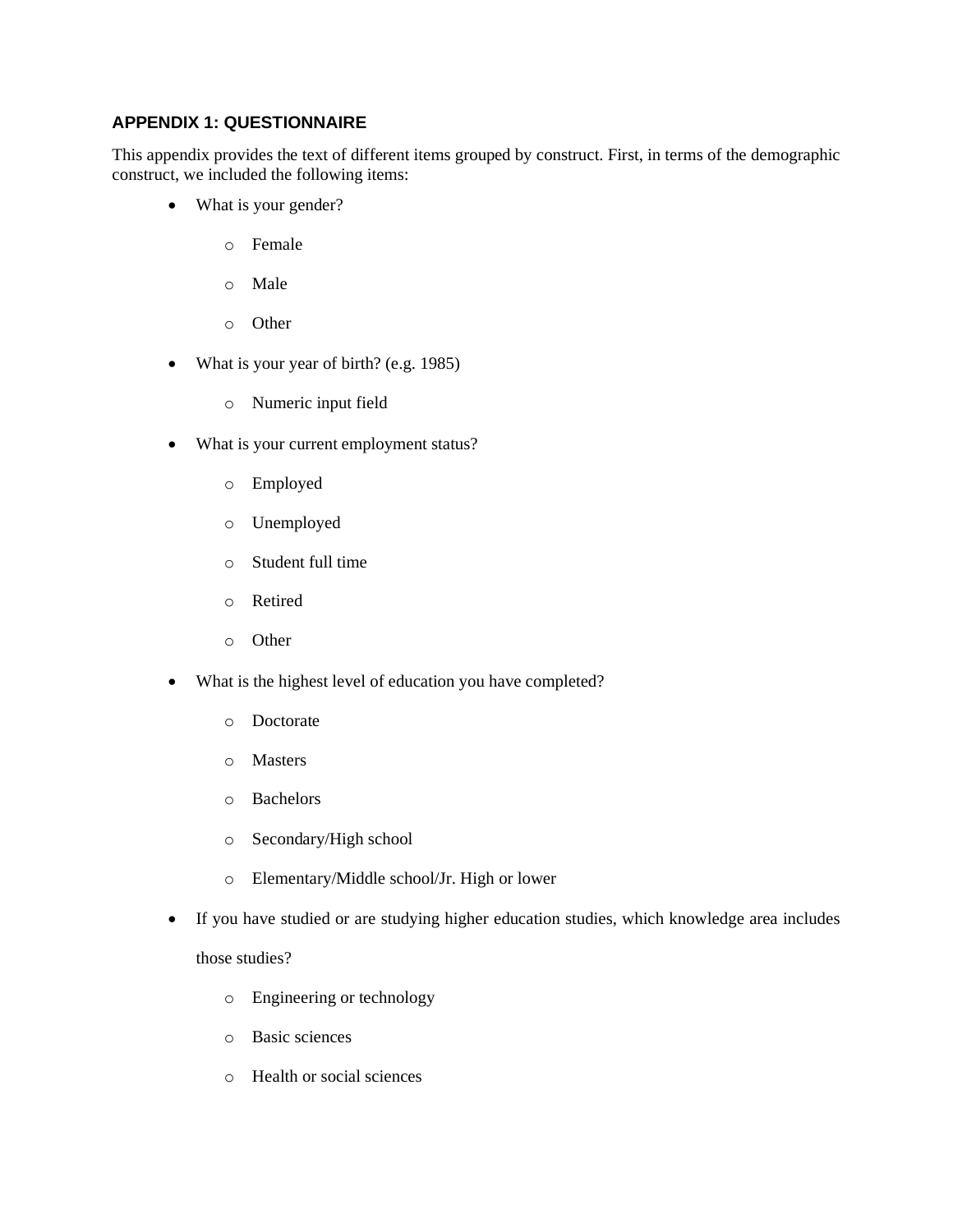## APPENDIX 1: QUESTIONNAIRE

This appendix provides the text of different items grouped by construct. First, in terms of the demographic construct, we included the following items:

- What is your gender?
  - Female
  - Male
  - Other
- What is your year of birth? (e.g. 1985)
  - Numeric input field
- What is your current employment status?
  - Employed
  - Unemployed
  - Student full time
  - Retired
  - Other
- What is the highest level of education you have completed?
  - Doctorate
  - Masters
  - Bachelors
  - Secondary/High school
  - Elementary/Middle school/Jr. High or lower
- If you have studied or are studying higher education studies, which knowledge area includes those studies?
  - Engineering or technology
  - Basic sciences
  - Health or social sciences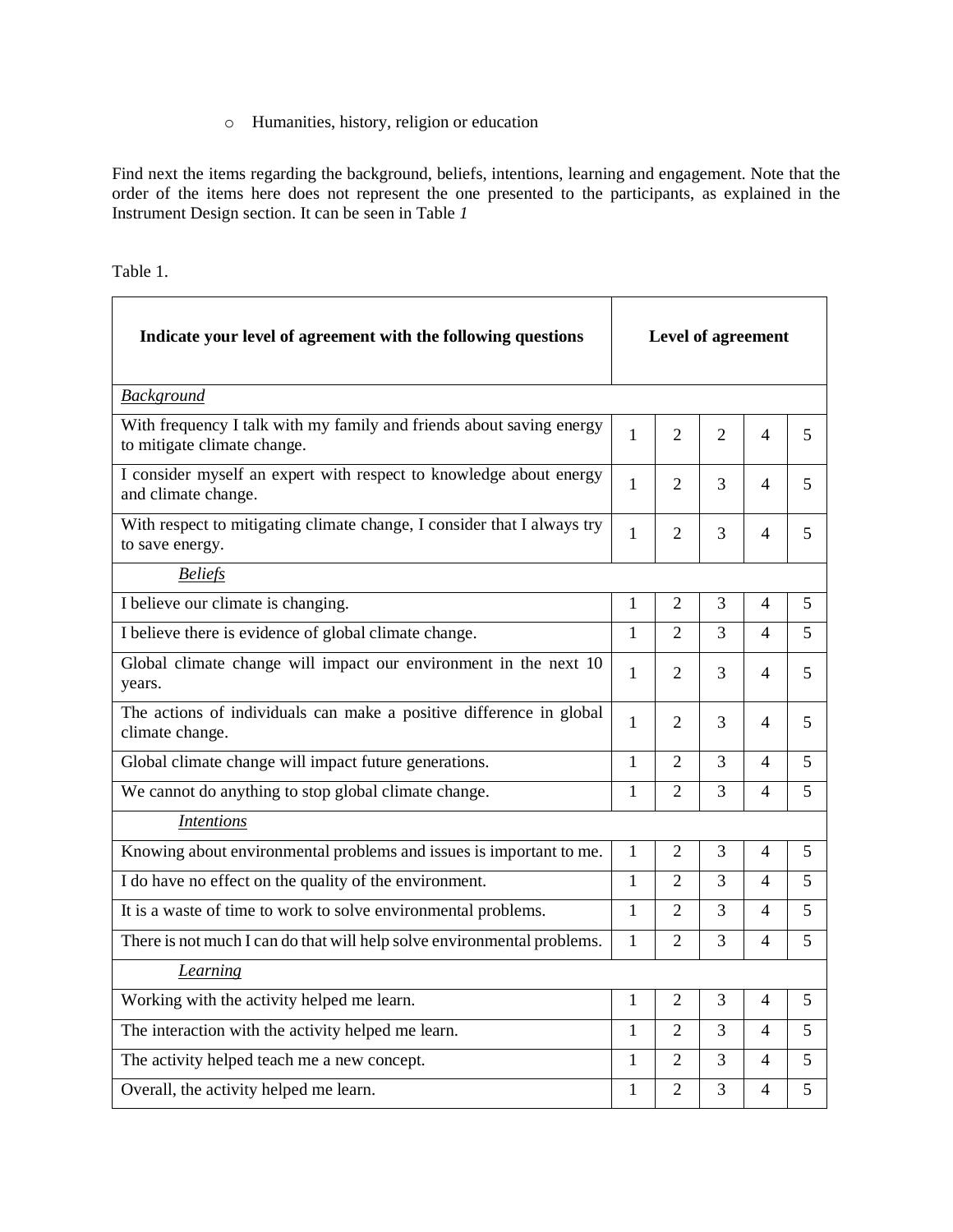- Humanities, history, religion or education

Find next the items regarding the background, beliefs, intentions, learning and engagement. Note that the order of the items here does not represent the one presented to the participants, as explained in the Instrument Design section. It can be seen in Table *1*

Table 1.

| **Indicate your level of agreement with the following questions** | **Level of agreement** | | | | |
|---|---|---|---|---|---|
| ***Background*** | | | | | |
| With frequency I talk with my family and friends about saving energy to mitigate climate change. | 1 | 2 | 2 | 4 | 5 |
| I consider myself an expert with respect to knowledge about energy and climate change. | 1 | 2 | 3 | 4 | 5 |
| With respect to mitigating climate change, I consider that I always try to save energy. | 1 | 2 | 3 | 4 | 5 |
| ***Beliefs*** | | | | | |
| I believe our climate is changing. | 1 | 2 | 3 | 4 | 5 |
| I believe there is evidence of global climate change. | 1 | 2 | 3 | 4 | 5 |
| Global climate change will impact our environment in the next 10 years. | 1 | 2 | 3 | 4 | 5 |
| The actions of individuals can make a positive difference in global climate change. | 1 | 2 | 3 | 4 | 5 |
| Global climate change will impact future generations. | 1 | 2 | 3 | 4 | 5 |
| We cannot do anything to stop global climate change. | 1 | 2 | 3 | 4 | 5 |
| ***Intentions*** | | | | | |
| Knowing about environmental problems and issues is important to me. | 1 | 2 | 3 | 4 | 5 |
| I do have no effect on the quality of the environment. | 1 | 2 | 3 | 4 | 5 |
| It is a waste of time to work to solve environmental problems. | 1 | 2 | 3 | 4 | 5 |
| There is not much I can do that will help solve environmental problems. | 1 | 2 | 3 | 4 | 5 |
| ***Learning*** | | | | | |
| Working with the activity helped me learn. | 1 | 2 | 3 | 4 | 5 |
| The interaction with the activity helped me learn. | 1 | 2 | 3 | 4 | 5 |
| The activity helped teach me a new concept. | 1 | 2 | 3 | 4 | 5 |
| Overall, the activity helped me learn. | 1 | 2 | 3 | 4 | 5 |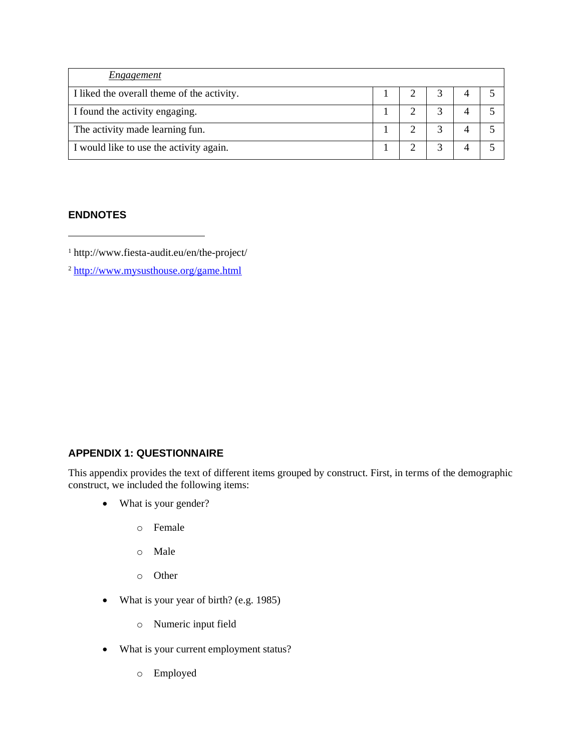| *Engagement* | | | | | |
|---|---|---|---|---|---|
| I liked the overall theme of the activity. | 1 | 2 | 3 | 4 | 5 |
| I found the activity engaging. | 1 | 2 | 3 | 4 | 5 |
| The activity made learning fun. | 1 | 2 | 3 | 4 | 5 |
| I would like to use the activity again. | 1 | 2 | 3 | 4 | 5 |

## ENDNOTES

[1] http://www.fiesta-audit.eu/en/the-project/

[2] http://www.mysusthouse.org/game.html

## APPENDIX 1: QUESTIONNAIRE

This appendix provides the text of different items grouped by construct. First, in terms of the demographic construct, we included the following items:

- What is your gender?
  - Female
  - Male
  - Other
- What is your year of birth? (e.g. 1985)
  - Numeric input field
- What is your current employment status?
  - Employed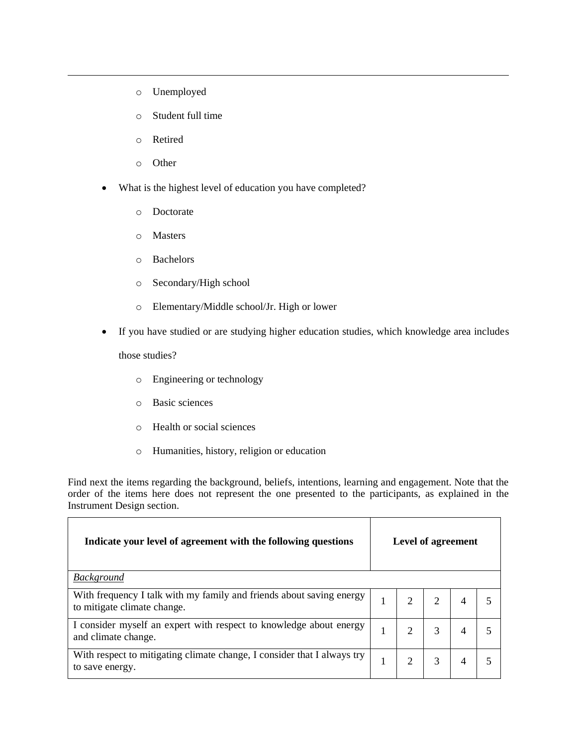- Unemployed
- Student full time
- Retired
- Other

- What is the highest level of education you have completed?
  - Doctorate
  - Masters
  - Bachelors
  - Secondary/High school
  - Elementary/Middle school/Jr. High or lower

- If you have studied or are studying higher education studies, which knowledge area includes those studies?
  - Engineering or technology
  - Basic sciences
  - Health or social sciences
  - Humanities, history, religion or education

Find next the items regarding the background, beliefs, intentions, learning and engagement. Note that the order of the items here does not represent the one presented to the participants, as explained in the Instrument Design section.

| **Indicate your level of agreement with the following questions** | **Level of agreement** | | | | |
|---|---|---|---|---|---|
| *Background* | | | | | |
| With frequency I talk with my family and friends about saving energy to mitigate climate change. | 1 | 2 | 2 | 4 | 5 |
| I consider myself an expert with respect to knowledge about energy and climate change. | 1 | 2 | 3 | 4 | 5 |
| With respect to mitigating climate change, I consider that I always try to save energy. | 1 | 2 | 3 | 4 | 5 |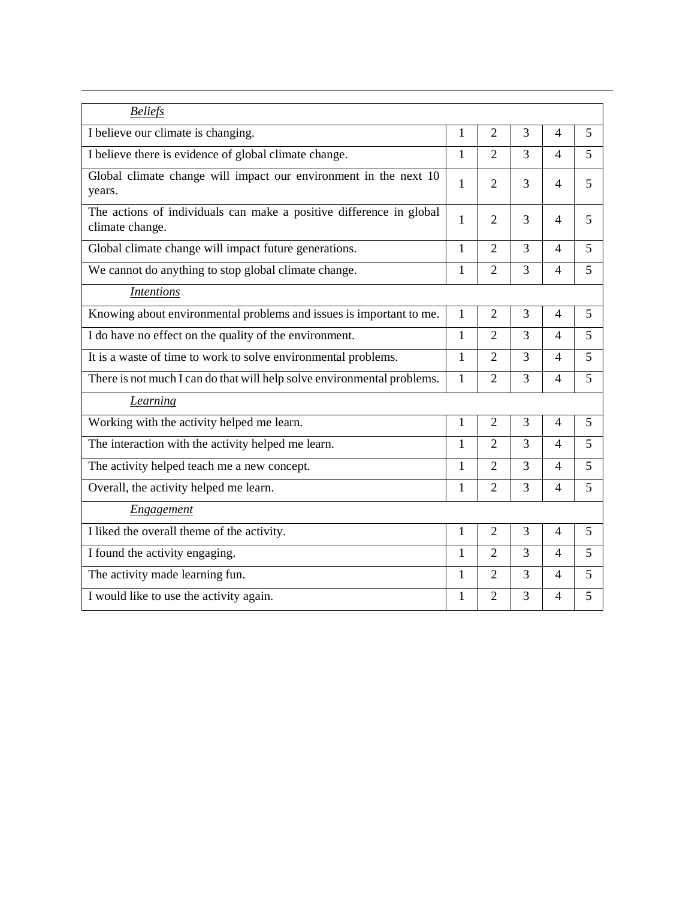| | | | | | |
|---|---|---|---|---|---|
| *Beliefs* | | | | | |
| I believe our climate is changing. | 1 | 2 | 3 | 4 | 5 |
| I believe there is evidence of global climate change. | 1 | 2 | 3 | 4 | 5 |
| Global climate change will impact our environment in the next 10 years. | 1 | 2 | 3 | 4 | 5 |
| The actions of individuals can make a positive difference in global climate change. | 1 | 2 | 3 | 4 | 5 |
| Global climate change will impact future generations. | 1 | 2 | 3 | 4 | 5 |
| We cannot do anything to stop global climate change. | 1 | 2 | 3 | 4 | 5 |
| *Intentions* | | | | | |
| Knowing about environmental problems and issues is important to me. | 1 | 2 | 3 | 4 | 5 |
| I do have no effect on the quality of the environment. | 1 | 2 | 3 | 4 | 5 |
| It is a waste of time to work to solve environmental problems. | 1 | 2 | 3 | 4 | 5 |
| There is not much I can do that will help solve environmental problems. | 1 | 2 | 3 | 4 | 5 |
| *Learning* | | | | | |
| Working with the activity helped me learn. | 1 | 2 | 3 | 4 | 5 |
| The interaction with the activity helped me learn. | 1 | 2 | 3 | 4 | 5 |
| The activity helped teach me a new concept. | 1 | 2 | 3 | 4 | 5 |
| Overall, the activity helped me learn. | 1 | 2 | 3 | 4 | 5 |
| *Engagement* | | | | | |
| I liked the overall theme of the activity. | 1 | 2 | 3 | 4 | 5 |
| I found the activity engaging. | 1 | 2 | 3 | 4 | 5 |
| The activity made learning fun. | 1 | 2 | 3 | 4 | 5 |
| I would like to use the activity again. | 1 | 2 | 3 | 4 | 5 |